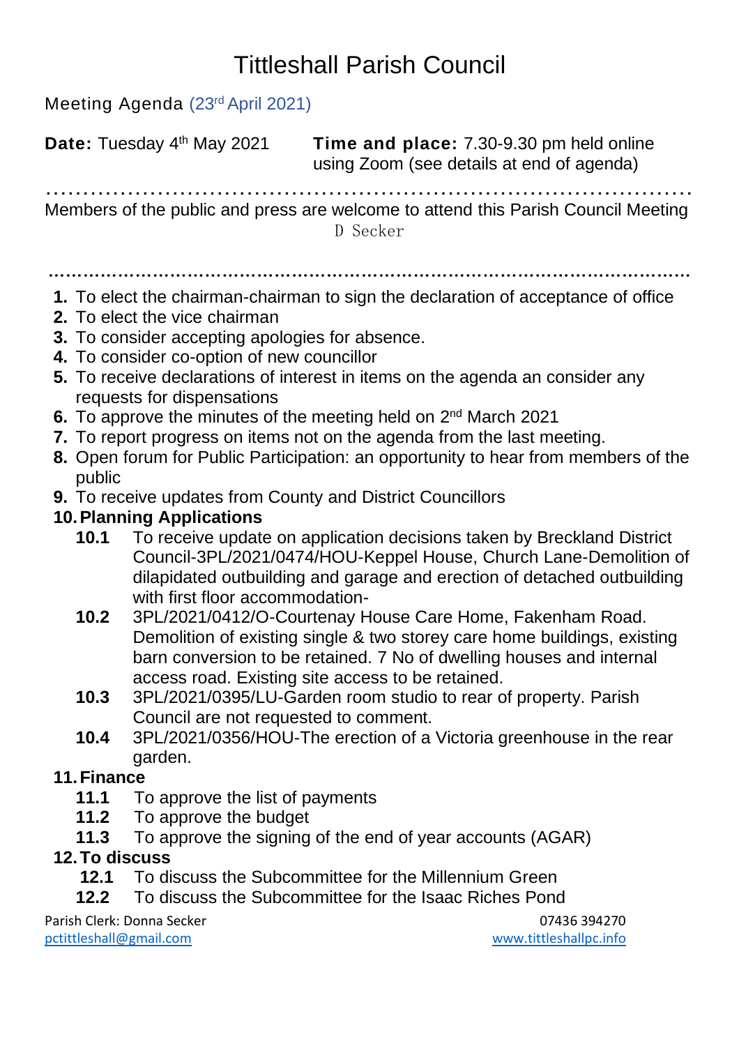# Tittleshall Parish Council

Meeting Agenda (23rd April 2021)

**Date:** Tuesday 4th May 2021

**Time and place:** 7.30-9.30 pm held online using Zoom (see details at end of agenda)

……………………………………………………………………………………

Members of the public and press are welcome to attend this Parish Council Meeting

D Secker

……………………………………………………………………………………

1. To elect the chairman-chairman to sign the declaration of acceptance of office
2. To elect the vice chairman
3. To consider accepting apologies for absence.
4. To consider co-option of new councillor
5. To receive declarations of interest in items on the agenda an consider any requests for dispensations
6. To approve the minutes of the meeting held on 2nd March 2021
7. To report progress on items not on the agenda from the last meeting.
8. Open forum for Public Participation: an opportunity to hear from members of the public
9. To receive updates from County and District Councillors
10. **Planning Applications**
    - **10.1** To receive update on application decisions taken by Breckland District Council-3PL/2021/0474/HOU-Keppel House, Church Lane-Demolition of dilapidated outbuilding and garage and erection of detached outbuilding with first floor accommodation-
    - **10.2** 3PL/2021/0412/O-Courtenay House Care Home, Fakenham Road. Demolition of existing single & two storey care home buildings, existing barn conversion to be retained. 7 No of dwelling houses and internal access road. Existing site access to be retained.
    - **10.3** 3PL/2021/0395/LU-Garden room studio to rear of property. Parish Council are not requested to comment.
    - **10.4** 3PL/2021/0356/HOU-The erection of a Victoria greenhouse in the rear garden.
11. **Finance**
    - **11.1** To approve the list of payments
    - **11.2** To approve the budget
    - **11.3** To approve the signing of the end of year accounts (AGAR)
12. **To discuss**
    - **12.1** To discuss the Subcommittee for the Millennium Green
    - **12.2** To discuss the Subcommittee for the Isaac Riches Pond

Parish Clerk: Donna Secker
pctittleshall@gmail.com

07436 394270
www.tittleshallpc.info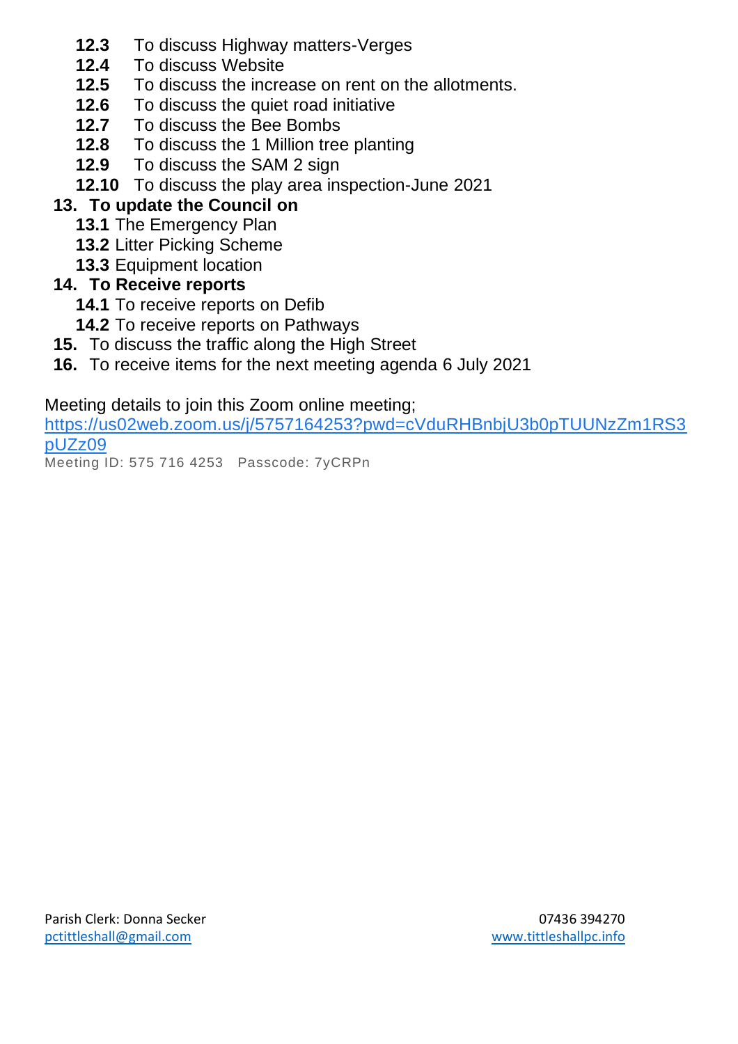- **12.3** To discuss Highway matters-Verges
- **12.4** To discuss Website
- **12.5** To discuss the increase on rent on the allotments.
- **12.6** To discuss the quiet road initiative
- **12.7** To discuss the Bee Bombs
- **12.8** To discuss the 1 Million tree planting
- **12.9** To discuss the SAM 2 sign
- **12.10** To discuss the play area inspection-June 2021

**13. To update the Council on**

- **13.1** The Emergency Plan
- **13.2** Litter Picking Scheme
- **13.3** Equipment location

**14. To Receive reports**

- **14.1** To receive reports on Defib
- **14.2** To receive reports on Pathways

**15.** To discuss the traffic along the High Street

**16.** To receive items for the next meeting agenda 6 July 2021

Meeting details to join this Zoom online meeting;
https://us02web.zoom.us/j/5757164253?pwd=cVduRHBnbjU3b0pTUUNzZm1RS3pUZz09
Meeting ID: 575 716 4253   Passcode: 7yCRPn

Parish Clerk: Donna Secker
pctittleshall@gmail.com

07436 394270
www.tittleshallpc.info